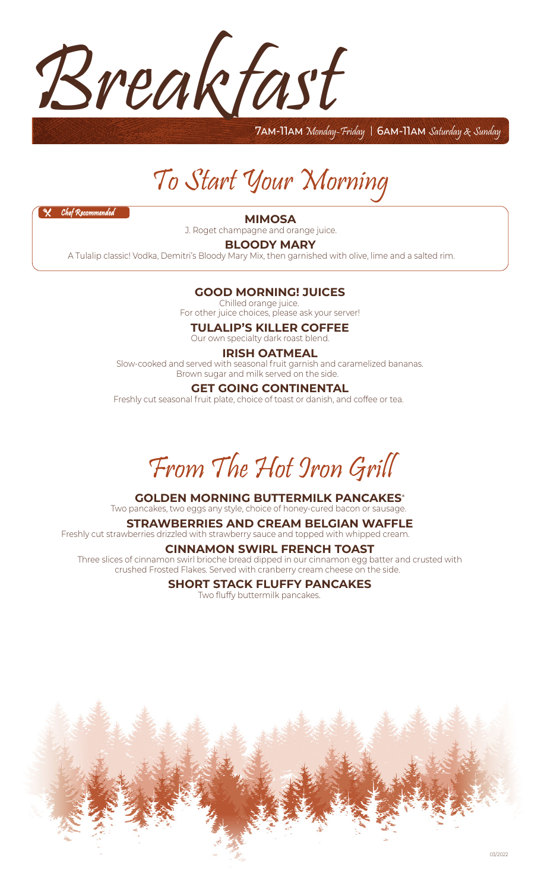# Breakfast

**7AM-11AM** *Monday-Friday* | **6AM-11AM** *Saturday & Sunday*

## To Start Your Morning

*Chef Recommended*

### MIMOSA

J. Roget champagne and orange juice.

### BLOODY MARY

A Tulalip classic! Vodka, Demitri's Bloody Mary Mix, then garnished with olive, lime and a salted rim.

### GOOD MORNING! JUICES

Chilled orange juice.
For other juice choices, please ask your server!

### TULALIP'S KILLER COFFEE

Our own specialty dark roast blend.

### IRISH OATMEAL

Slow-cooked and served with seasonal fruit garnish and caramelized bananas.
Brown sugar and milk served on the side.

### GET GOING CONTINENTAL

Freshly cut seasonal fruit plate, choice of toast or danish, and coffee or tea.

## From The Hot Iron Grill

### GOLDEN MORNING BUTTERMILK PANCAKES*

Two pancakes, two eggs any style, choice of honey-cured bacon or sausage.

### STRAWBERRIES AND CREAM BELGIAN WAFFLE

Freshly cut strawberries drizzled with strawberry sauce and topped with whipped cream.

### CINNAMON SWIRL FRENCH TOAST

Three slices of cinnamon swirl brioche bread dipped in our cinnamon egg batter and crusted with crushed Frosted Flakes. Served with cranberry cream cheese on the side.

### SHORT STACK FLUFFY PANCAKES

Two fluffy buttermilk pancakes.

03/2022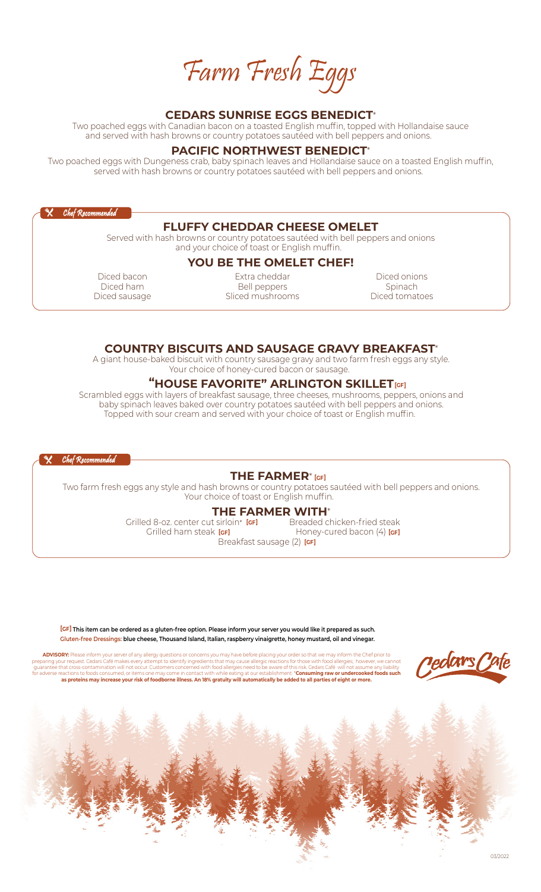# Farm Fresh Eggs

## CEDARS SUNRISE EGGS BENEDICT*

Two poached eggs with Canadian bacon on a toasted English muffin, topped with Hollandaise sauce and served with hash browns or country potatoes sautéed with bell peppers and onions.

## PACIFIC NORTHWEST BENEDICT*

Two poached eggs with Dungeness crab, baby spinach leaves and Hollandaise sauce on a toasted English muffin, served with hash browns or country potatoes sautéed with bell peppers and onions.

*Chef Recommended*

## FLUFFY CHEDDAR CHEESE OMELET

Served with hash browns or country potatoes sautéed with bell peppers and onions and your choice of toast or English muffin.

## YOU BE THE OMELET CHEF!

- Diced bacon
- Diced ham
- Diced sausage
- Extra cheddar
- Bell peppers
- Sliced mushrooms
- Diced onions
- Spinach
- Diced tomatoes

## COUNTRY BISCUITS AND SAUSAGE GRAVY BREAKFAST*

A giant house-baked biscuit with country sausage gravy and two farm fresh eggs any style. Your choice of honey-cured bacon or sausage.

## "HOUSE FAVORITE" ARLINGTON SKILLET [GF]

Scrambled eggs with layers of breakfast sausage, three cheeses, mushrooms, peppers, onions and baby spinach leaves baked over country potatoes sautéed with bell peppers and onions. Topped with sour cream and served with your choice of toast or English muffin.

*Chef Recommended*

## THE FARMER* [GF]

Two farm fresh eggs any style and hash browns or country potatoes sautéed with bell peppers and onions. Your choice of toast or English muffin.

## THE FARMER WITH*

- Grilled 8-oz. center cut sirloin* [GF]
- Breaded chicken-fried steak
- Grilled ham steak [GF]
- Honey-cured bacon (4) [GF]
- Breakfast sausage (2) [GF]

**[GF] This item can be ordered as a gluten-free option. Please inform your server you would like it prepared as such.**
**Gluten-free Dressings: blue cheese, Thousand Island, Italian, raspberry vinaigrette, honey mustard, oil and vinegar.**

**ADVISORY:** Please inform your server of any allergy questions or concerns you may have before placing your order so that we may inform the Chef prior to preparing your request. Cedars Café makes every attempt to identify ingredients that may cause allergic reactions for those with food allergies; however, we cannot guarantee that cross-contamination will not occur. Customers concerned with food allergies need to be aware of this risk. Cedars Café will not assume any liability for adverse reactions to foods consumed, or items one may come in contact with while eating at our establishment. ***Consuming raw or undercooked foods such as proteins may increase your risk of foodborne illness. An 18% gratuity will automatically be added to all parties of eight or more.**

Cedars Cafe

03/2022